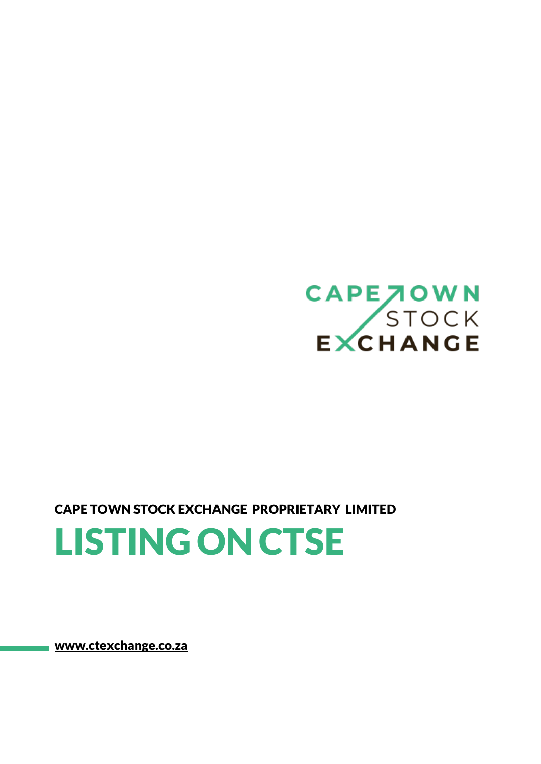CAPE TOWN STOCK EXCHANGE

CAPE TOWN STOCK EXCHANGE PROPRIETARY LIMITED

# LISTING ON CTSE

www.ctexchange.co.za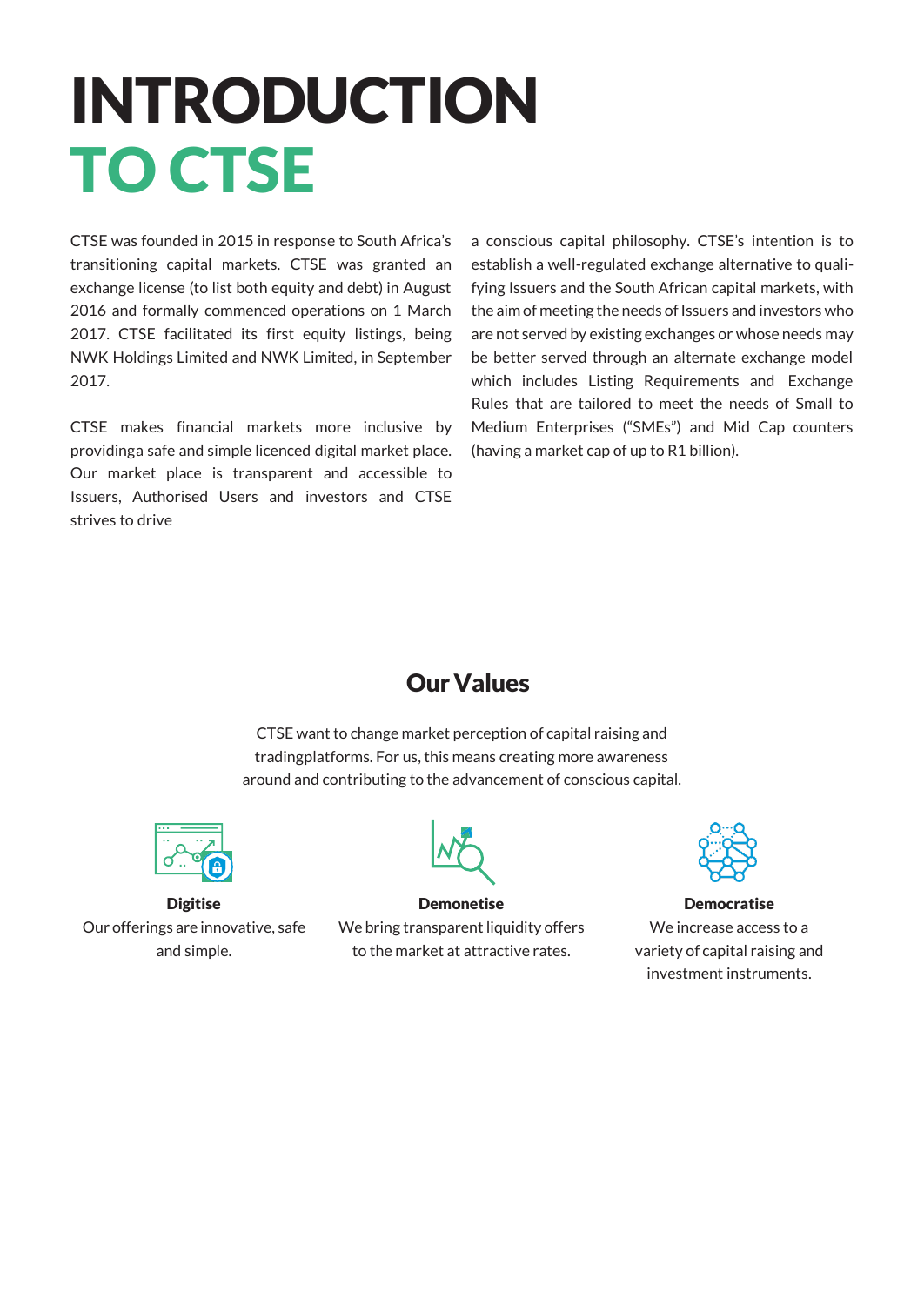# INTRODUCTION TO CTSE

CTSE was founded in 2015 in response to South Africa's transitioning capital markets. CTSE was granted an exchange license (to list both equity and debt) in August 2016 and formally commenced operations on 1 March 2017. CTSE facilitated its first equity listings, being NWK Holdings Limited and NWK Limited, in September 2017.

CTSE makes financial markets more inclusive by providinga safe and simple licenced digital market place. Our market place is transparent and accessible to Issuers, Authorised Users and investors and CTSE strives to drive a conscious capital philosophy. CTSE's intention is to establish a well-regulated exchange alternative to qualifying Issuers and the South African capital markets, with the aim of meeting the needs of Issuers and investors who are not served by existing exchanges or whose needs may be better served through an alternate exchange model which includes Listing Requirements and Exchange Rules that are tailored to meet the needs of Small to Medium Enterprises ("SMEs") and Mid Cap counters (having a market cap of up to R1 billion).

## Our Values

CTSE want to change market perception of capital raising and tradingplatforms. For us, this means creating more awareness around and contributing to the advancement of conscious capital.

**Digitise**
Our offerings are innovative, safe and simple.

**Demonetise**
We bring transparent liquidity offers to the market at attractive rates.

**Democratise**
We increase access to a variety of capital raising and investment instruments.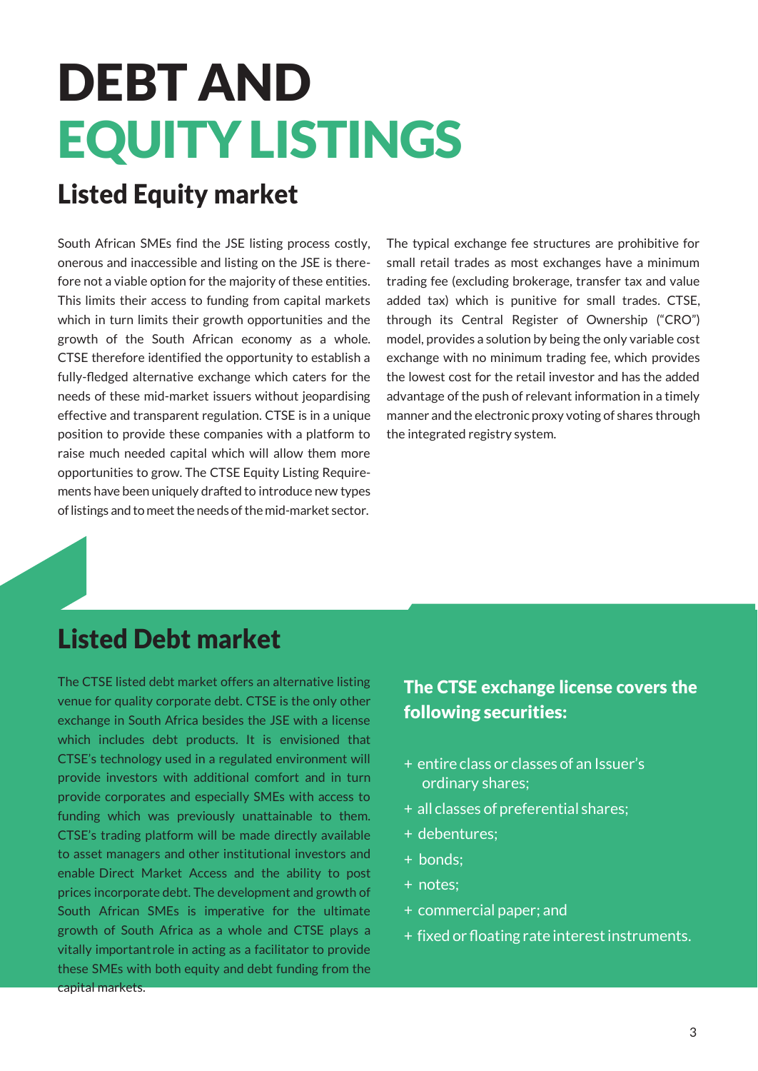# DEBT AND EQUITY LISTINGS

## Listed Equity market

South African SMEs find the JSE listing process costly, onerous and inaccessible and listing on the JSE is therefore not a viable option for the majority of these entities. This limits their access to funding from capital markets which in turn limits their growth opportunities and the growth of the South African economy as a whole. CTSE therefore identified the opportunity to establish a fully-fledged alternative exchange which caters for the needs of these mid-market issuers without jeopardising effective and transparent regulation. CTSE is in a unique position to provide these companies with a platform to raise much needed capital which will allow them more opportunities to grow. The CTSE Equity Listing Requirements have been uniquely drafted to introduce new types of listings and to meet the needs of the mid-market sector.

The typical exchange fee structures are prohibitive for small retail trades as most exchanges have a minimum trading fee (excluding brokerage, transfer tax and value added tax) which is punitive for small trades. CTSE, through its Central Register of Ownership ("CRO") model, provides a solution by being the only variable cost exchange with no minimum trading fee, which provides the lowest cost for the retail investor and has the added advantage of the push of relevant information in a timely manner and the electronic proxy voting of shares through the integrated registry system.

## Listed Debt market

The CTSE listed debt market offers an alternative listing venue for quality corporate debt. CTSE is the only other exchange in South Africa besides the JSE with a license which includes debt products. It is envisioned that CTSE's technology used in a regulated environment will provide investors with additional comfort and in turn provide corporates and especially SMEs with access to funding which was previously unattainable to them. CTSE's trading platform will be made directly available to asset managers and other institutional investors and enable Direct Market Access and the ability to post prices incorporate debt. The development and growth of South African SMEs is imperative for the ultimate growth of South Africa as a whole and CTSE plays a vitally importantrole in acting as a facilitator to provide these SMEs with both equity and debt funding from the capital markets.

### The CTSE exchange license covers the following securities:

+ entire class or classes of an Issuer's ordinary shares;
+ all classes of preferential shares;
+ debentures;
+ bonds;
+ notes;
+ commercial paper; and
+ fixed or floating rate interest instruments.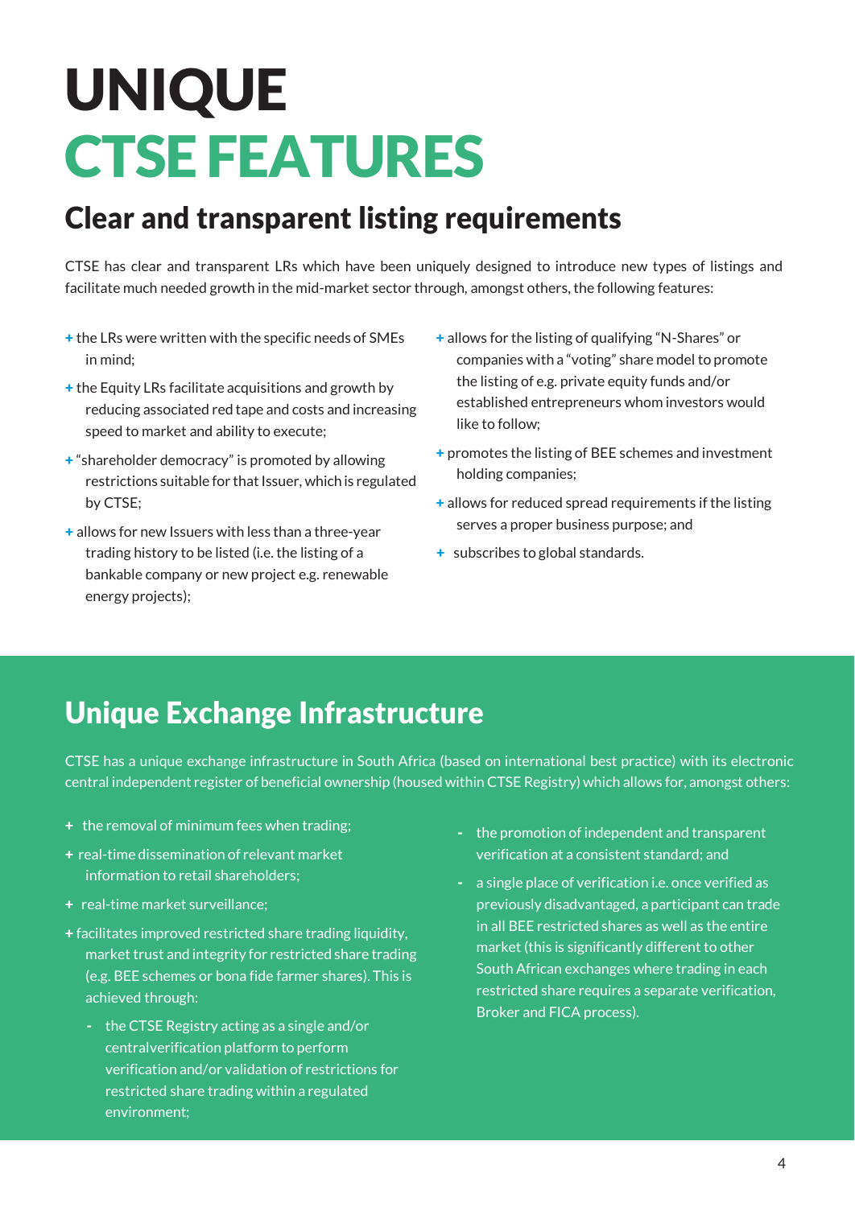# UNIQUE CTSE FEATURES

## Clear and transparent listing requirements

CTSE has clear and transparent LRs which have been uniquely designed to introduce new types of listings and facilitate much needed growth in the mid-market sector through, amongst others, the following features:

- the LRs were written with the specific needs of SMEs in mind;
- the Equity LRs facilitate acquisitions and growth by reducing associated red tape and costs and increasing speed to market and ability to execute;
- "shareholder democracy" is promoted by allowing restrictions suitable for that Issuer, which is regulated by CTSE;
- allows for new Issuers with less than a three-year trading history to be listed (i.e. the listing of a bankable company or new project e.g. renewable energy projects);
- allows for the listing of qualifying "N-Shares" or companies with a "voting" share model to promote the listing of e.g. private equity funds and/or established entrepreneurs whom investors would like to follow;
- promotes the listing of BEE schemes and investment holding companies;
- allows for reduced spread requirements if the listing serves a proper business purpose; and
- subscribes to global standards.

## Unique Exchange Infrastructure

CTSE has a unique exchange infrastructure in South Africa (based on international best practice) with its electronic central independent register of beneficial ownership (housed within CTSE Registry) which allows for, amongst others:

- the removal of minimum fees when trading;
- real-time dissemination of relevant market information to retail shareholders;
- real-time market surveillance;
- facilitates improved restricted share trading liquidity, market trust and integrity for restricted share trading (e.g. BEE schemes or bona fide farmer shares). This is achieved through:
  - the CTSE Registry acting as a single and/or centralverification platform to perform verification and/or validation of restrictions for restricted share trading within a regulated environment;
  - the promotion of independent and transparent verification at a consistent standard; and
  - a single place of verification i.e. once verified as previously disadvantaged, a participant can trade in all BEE restricted shares as well as the entire market (this is significantly different to other South African exchanges where trading in each restricted share requires a separate verification, Broker and FICA process).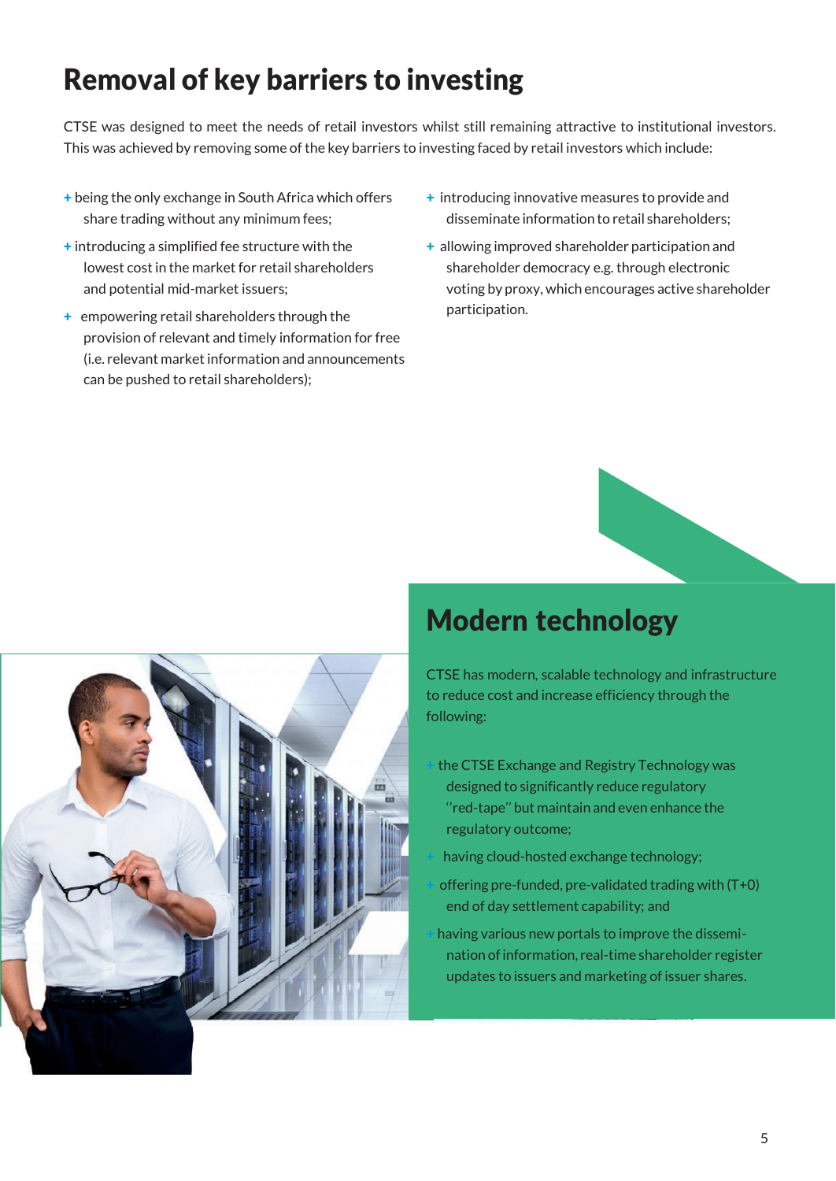# Removal of key barriers to investing

CTSE was designed to meet the needs of retail investors whilst still remaining attractive to institutional investors. This was achieved by removing some of the key barriers to investing faced by retail investors which include:

- being the only exchange in South Africa which offers share trading without any minimum fees;
- introducing a simplified fee structure with the lowest cost in the market for retail shareholders and potential mid-market issuers;
- empowering retail shareholders through the provision of relevant and timely information for free (i.e. relevant market information and announcements can be pushed to retail shareholders);
- introducing innovative measures to provide and disseminate information to retail shareholders;
- allowing improved shareholder participation and shareholder democracy e.g. through electronic voting by proxy, which encourages active shareholder participation.

# Modern technology

CTSE has modern, scalable technology and infrastructure to reduce cost and increase efficiency through the following:

- the CTSE Exchange and Registry Technology was designed to significantly reduce regulatory "red-tape" but maintain and even enhance the regulatory outcome;
- having cloud-hosted exchange technology;
- offering pre-funded, pre-validated trading with (T+0) end of day settlement capability; and
- having various new portals to improve the dissemination of information, real-time shareholder register updates to issuers and marketing of issuer shares.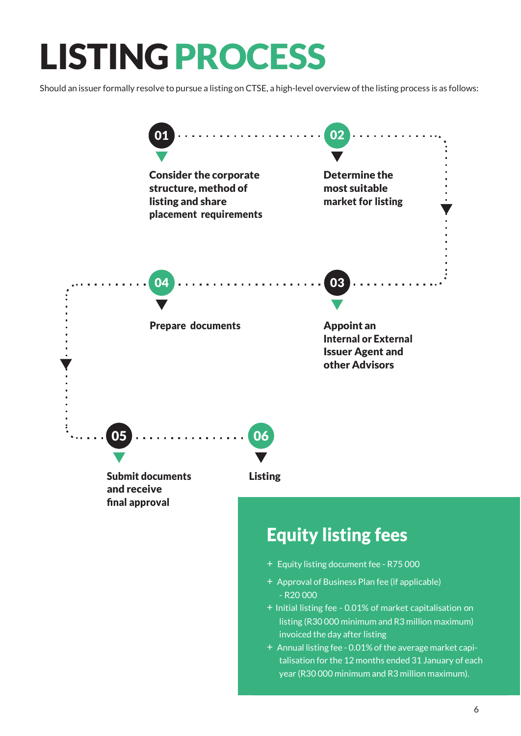# LISTING PROCESS

Should an issuer formally resolve to pursue a listing on CTSE, a high-level overview of the listing process is as follows:

**01** — **Consider the corporate structure, method of listing and share placement requirements**

**02** — **Determine the most suitable market for listing**

**03** — **Appoint an Internal or External Issuer Agent and other Advisors**

**04** — **Prepare documents**

**05** — **Submit documents and receive final approval**

**06** — **Listing**

## Equity listing fees

- Equity listing document fee - R75 000
- Approval of Business Plan fee (if applicable) - R20 000
- Initial listing fee - 0.01% of market capitalisation on listing (R30 000 minimum and R3 million maximum) invoiced the day after listing
- Annual listing fee - 0.01% of the average market capitalisation for the 12 months ended 31 January of each year (R30 000 minimum and R3 million maximum).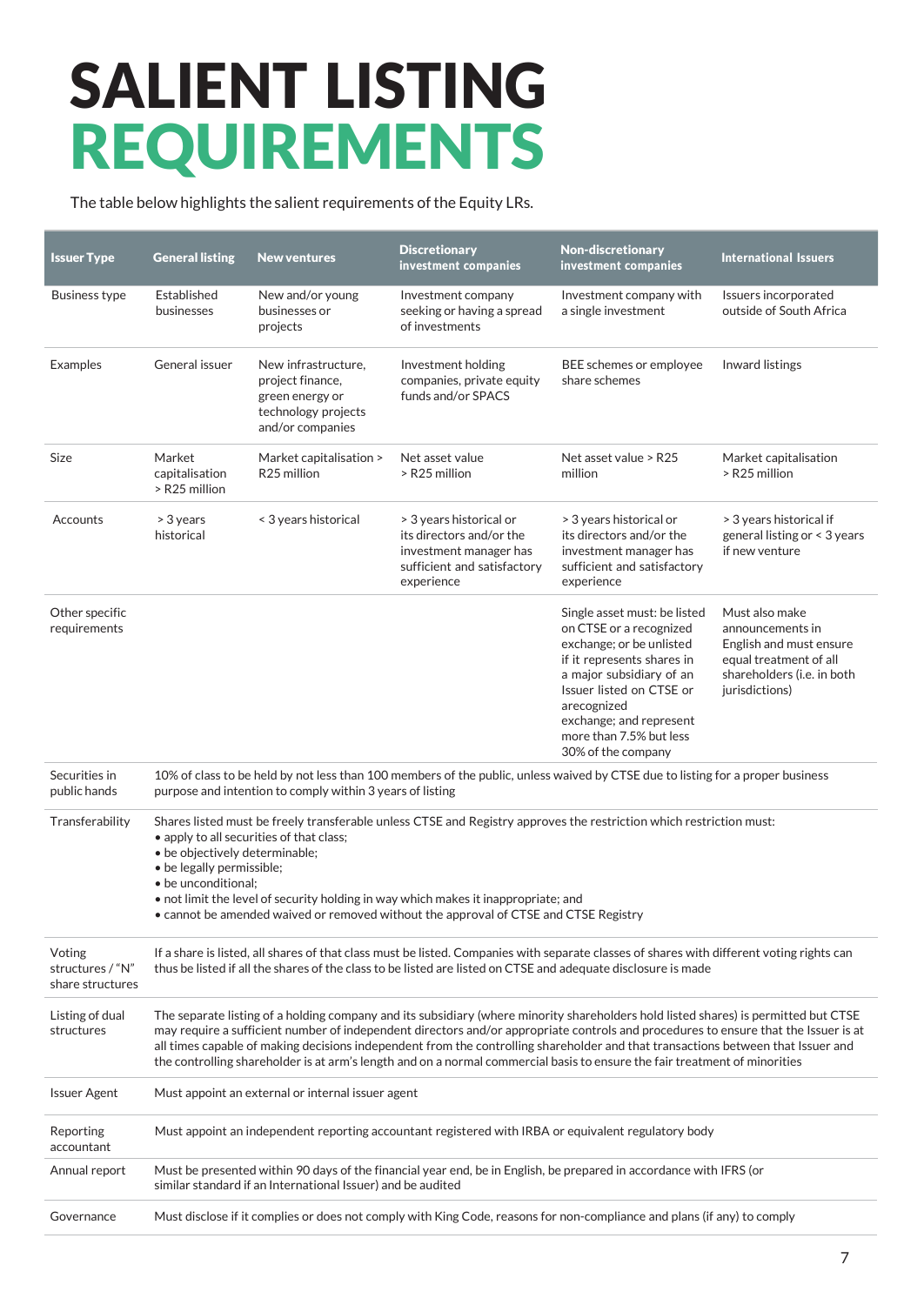# SALIENT LISTING REQUIREMENTS

The table below highlights the salient requirements of the Equity LRs.

| Issuer Type | General listing | New ventures | Discretionary investment companies | Non-discretionary investment companies | International Issuers |
|---|---|---|---|---|---|
| Business type | Established businesses | New and/or young businesses or projects | Investment company seeking or having a spread of investments | Investment company with a single investment | Issuers incorporated outside of South Africa |
| Examples | General issuer | New infrastructure, project finance, green energy or technology projects and/or companies | Investment holding companies, private equity funds and/or SPACS | BEE schemes or employee share schemes | Inward listings |
| Size | Market capitalisation > R25 million | Market capitalisation > R25 million | Net asset value > R25 million | Net asset value > R25 million | Market capitalisation > R25 million |
| Accounts | > 3 years historical | < 3 years historical | > 3 years historical or its directors and/or the investment manager has sufficient and satisfactory experience | > 3 years historical or its directors and/or the investment manager has sufficient and satisfactory experience | > 3 years historical if general listing or < 3 years if new venture |
| Other specific requirements | | | | Single asset must: be listed on CTSE or a recognized exchange; or be unlisted if it represents shares in a major subsidiary of an Issuer listed on CTSE or arecognized exchange; and represent more than 7.5% but less 30% of the company | Must also make announcements in English and must ensure equal treatment of all shareholders (i.e. in both jurisdictions) |
| Securities in public hands | 10% of class to be held by not less than 100 members of the public, unless waived by CTSE due to listing for a proper business purpose and intention to comply within 3 years of listing | | | | |
| Transferability | Shares listed must be freely transferable unless CTSE and Registry approves the restriction which restriction must:<br>• apply to all securities of that class;<br>• be objectively determinable;<br>• be legally permissible;<br>• be unconditional;<br>• not limit the level of security holding in way which makes it inappropriate; and<br>• cannot be amended waived or removed without the approval of CTSE and CTSE Registry | | | | |
| Voting structures / "N" share structures | If a share is listed, all shares of that class must be listed. Companies with separate classes of shares with different voting rights can thus be listed if all the shares of the class to be listed are listed on CTSE and adequate disclosure is made | | | | |
| Listing of dual structures | The separate listing of a holding company and its subsidiary (where minority shareholders hold listed shares) is permitted but CTSE may require a sufficient number of independent directors and/or appropriate controls and procedures to ensure that the Issuer is at all times capable of making decisions independent from the controlling shareholder and that transactions between that Issuer and the controlling shareholder is at arm's length and on a normal commercial basis to ensure the fair treatment of minorities | | | | |
| Issuer Agent | Must appoint an external or internal issuer agent | | | | |
| Reporting accountant | Must appoint an independent reporting accountant registered with IRBA or equivalent regulatory body | | | | |
| Annual report | Must be presented within 90 days of the financial year end, be in English, be prepared in accordance with IFRS (or similar standard if an International Issuer) and be audited | | | | |
| Governance | Must disclose if it complies or does not comply with King Code, reasons for non-compliance and plans (if any) to comply | | | | |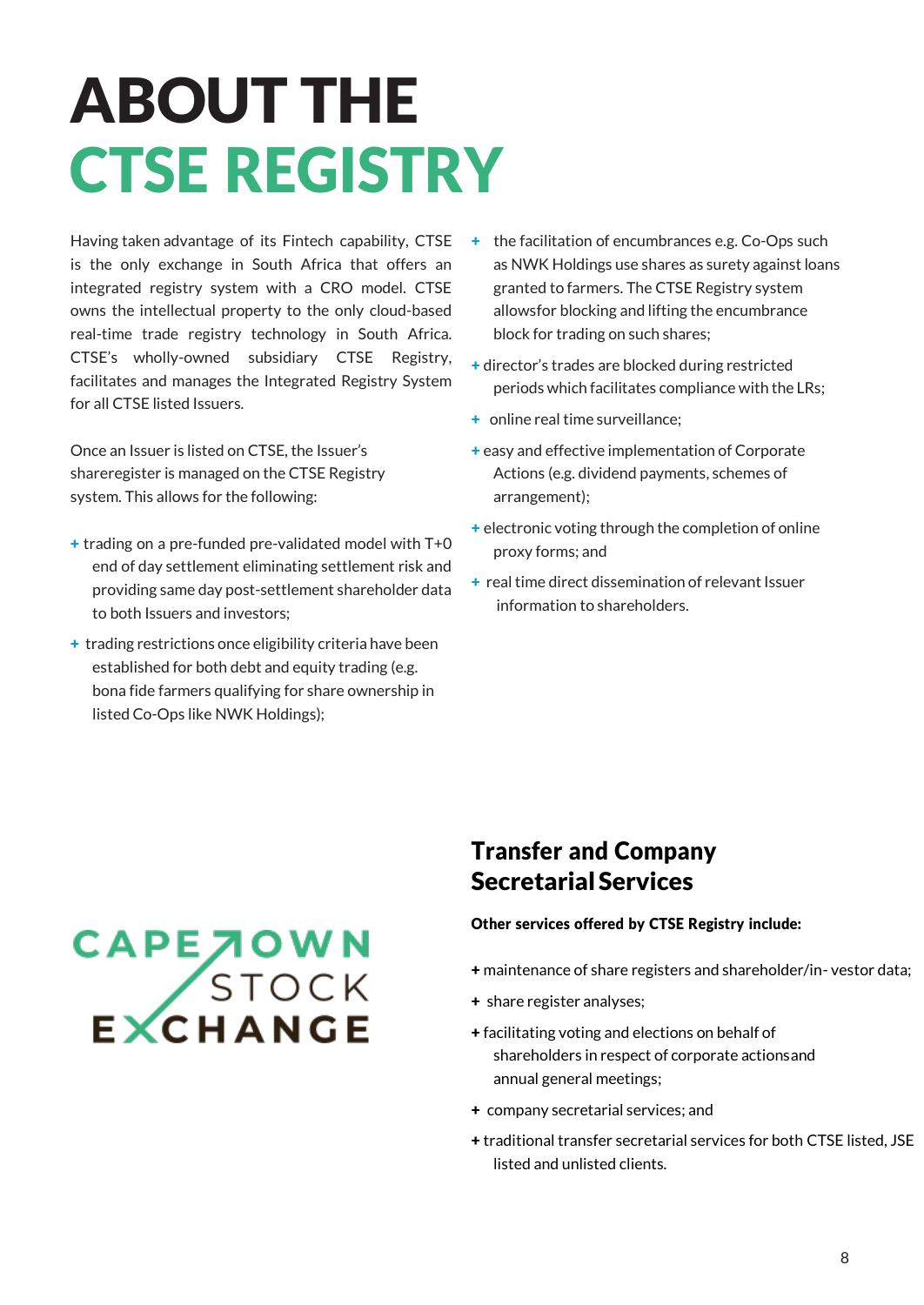# ABOUT THE CTSE REGISTRY

Having taken advantage of its Fintech capability, CTSE is the only exchange in South Africa that offers an integrated registry system with a CRO model. CTSE owns the intellectual property to the only cloud-based real-time trade registry technology in South Africa. CTSE's wholly-owned subsidiary CTSE Registry, facilitates and manages the Integrated Registry System for all CTSE listed Issuers.

Once an Issuer is listed on CTSE, the Issuer's shareregister is managed on the CTSE Registry system. This allows for the following:

+ trading on a pre-funded pre-validated model with T+0 end of day settlement eliminating settlement risk and providing same day post-settlement shareholder data to both Issuers and investors;
+ trading restrictions once eligibility criteria have been established for both debt and equity trading (e.g. bona fide farmers qualifying for share ownership in listed Co-Ops like NWK Holdings);
+ the facilitation of encumbrances e.g. Co-Ops such as NWK Holdings use shares as surety against loans granted to farmers. The CTSE Registry system allowsfor blocking and lifting the encumbrance block for trading on such shares;
+ director's trades are blocked during restricted periods which facilitates compliance with the LRs;
+ online real time surveillance;
+ easy and effective implementation of Corporate Actions (e.g. dividend payments, schemes of arrangement);
+ electronic voting through the completion of online proxy forms; and
+ real time direct dissemination of relevant Issuer information to shareholders.

CAPE TOWN STOCK EXCHANGE

## Transfer and Company Secretarial Services

**Other services offered by CTSE Registry include:**

+ maintenance of share registers and shareholder/in- vestor data;
+ share register analyses;
+ facilitating voting and elections on behalf of shareholders in respect of corporate actionsand annual general meetings;
+ company secretarial services; and
+ traditional transfer secretarial services for both CTSE listed, JSE listed and unlisted clients.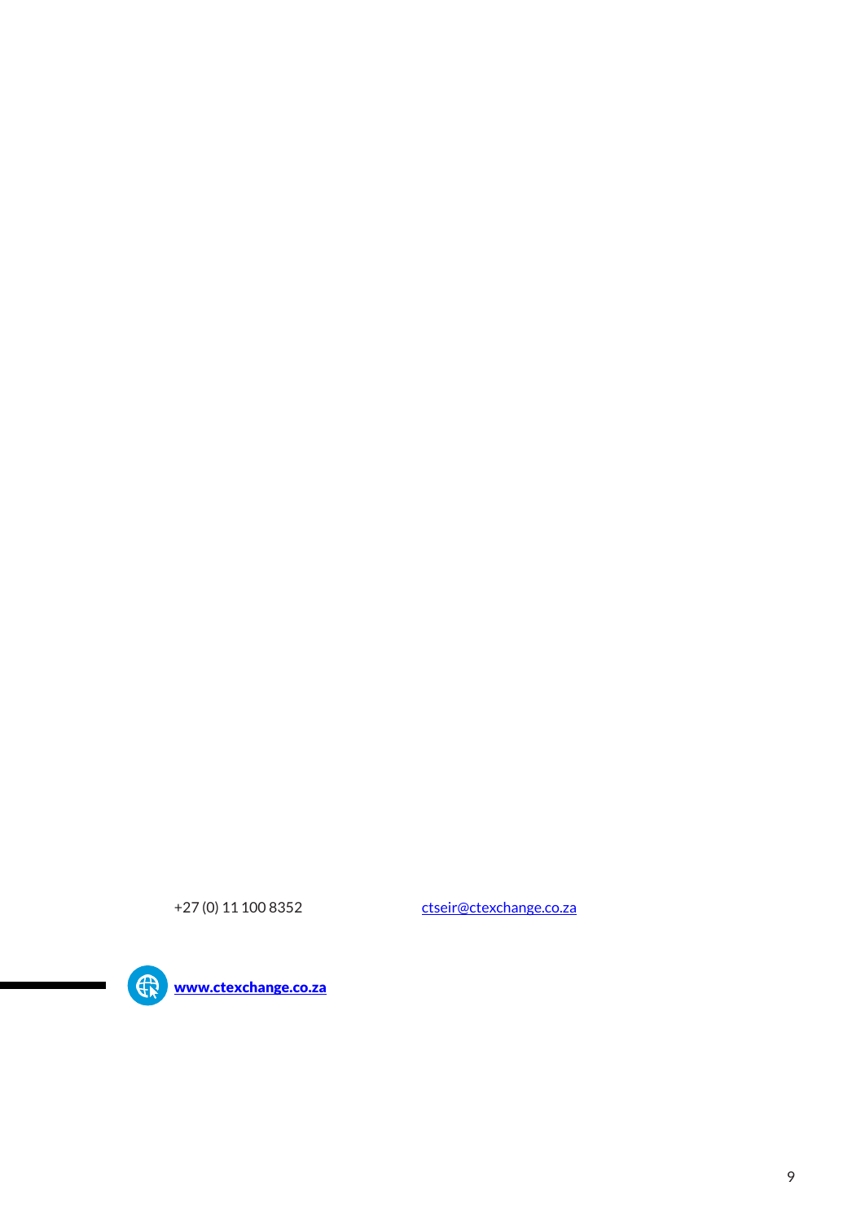+27 (0) 11 100 8352

ctseir@ctexchange.co.za

**www.ctexchange.co.za**